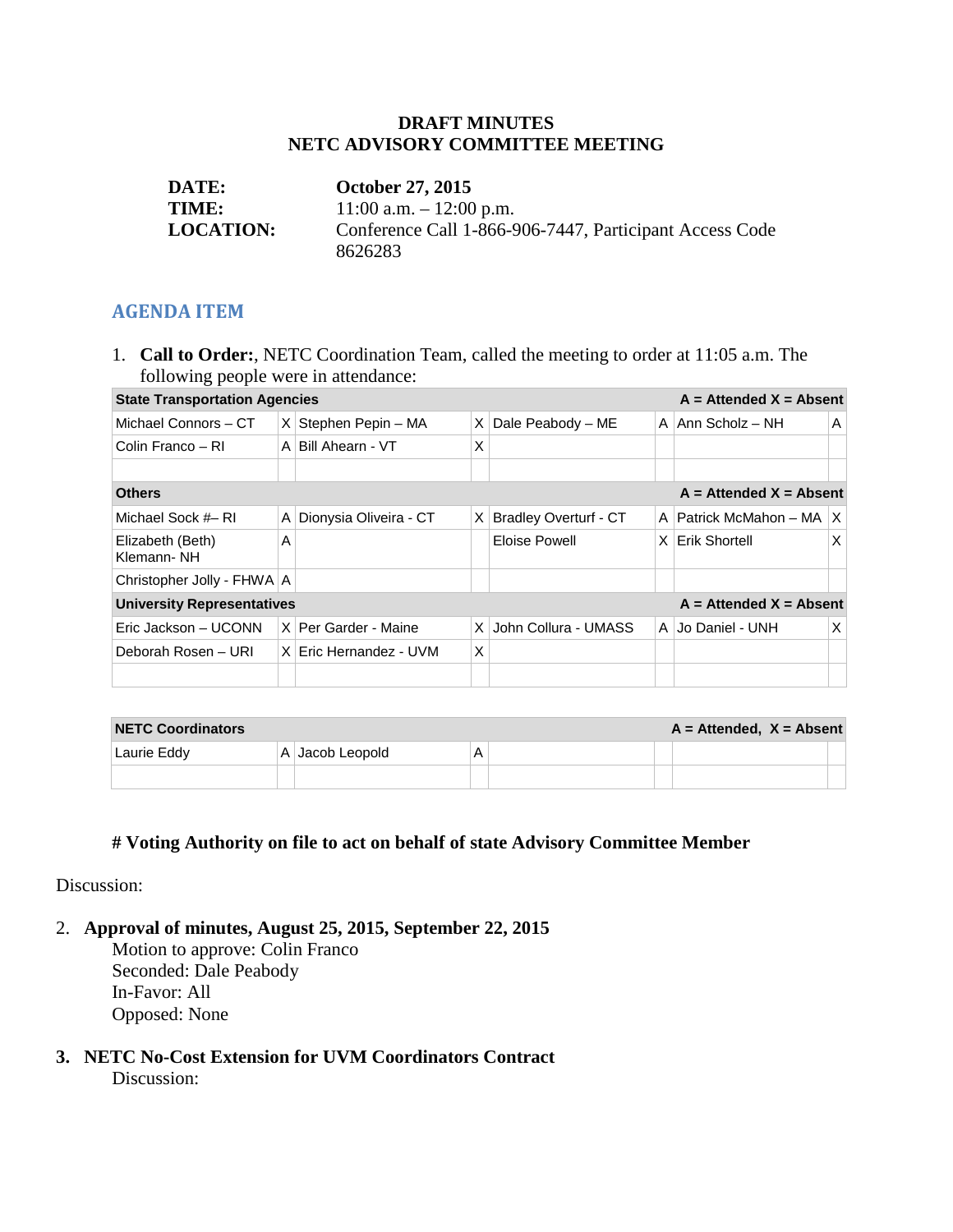**DRAFT MINUTES**
**NETC ADVISORY COMMITTEE MEETING**

| | |
|---|---|
| **DATE:** | **October 27, 2015** |
| **TIME:** | 11:00 a.m. – 12:00 p.m. |
| **LOCATION:** | Conference Call 1-866-906-7447, Participant Access Code 8626283 |

## AGENDA ITEM

1. **Call to Order:**, NETC Coordination Team, called the meeting to order at 11:05 a.m. The following people were in attendance:

| **State Transportation Agencies** | | | | | | **A = Attended X = Absent** | |
|---|---|---|---|---|---|---|---|
| Michael Connors – CT | X | Stephen Pepin – MA | X | Dale Peabody – ME | A | Ann Scholz – NH | A |
| Colin Franco – RI | A | Bill Ahearn - VT | X | | | | |
| | | | | | | | |
| **Others** | | | | | | **A = Attended X = Absent** | |
| Michael Sock #– RI | A | Dionysia Oliveira - CT | X | Bradley Overturf - CT | A | Patrick McMahon – MA | X |
| Elizabeth (Beth) Klemann- NH | A | | | Eloise Powell | X | Erik Shortell | X |
| Christopher Jolly - FHWA | A | | | | | | |
| **University Representatives** | | | | | | **A = Attended X = Absent** | |
| Eric Jackson – UCONN | X | Per Garder - Maine | X | John Collura - UMASS | A | Jo Daniel - UNH | X |
| Deborah Rosen – URI | X | Eric Hernandez - UVM | X | | | | |
| | | | | | | | |

| **NETC Coordinators** | | | | | | **A = Attended, X = Absent** | |
|---|---|---|---|---|---|---|---|
| Laurie Eddy | A | Jacob Leopold | A | | | | |
| | | | | | | | |

**# Voting Authority on file to act on behalf of state Advisory Committee Member**

Discussion:

2. **Approval of minutes, August 25, 2015, September 22, 2015**
   Motion to approve: Colin Franco
   Seconded: Dale Peabody
   In-Favor: All
   Opposed: None

3. **NETC No-Cost Extension for UVM Coordinators Contract**
   Discussion: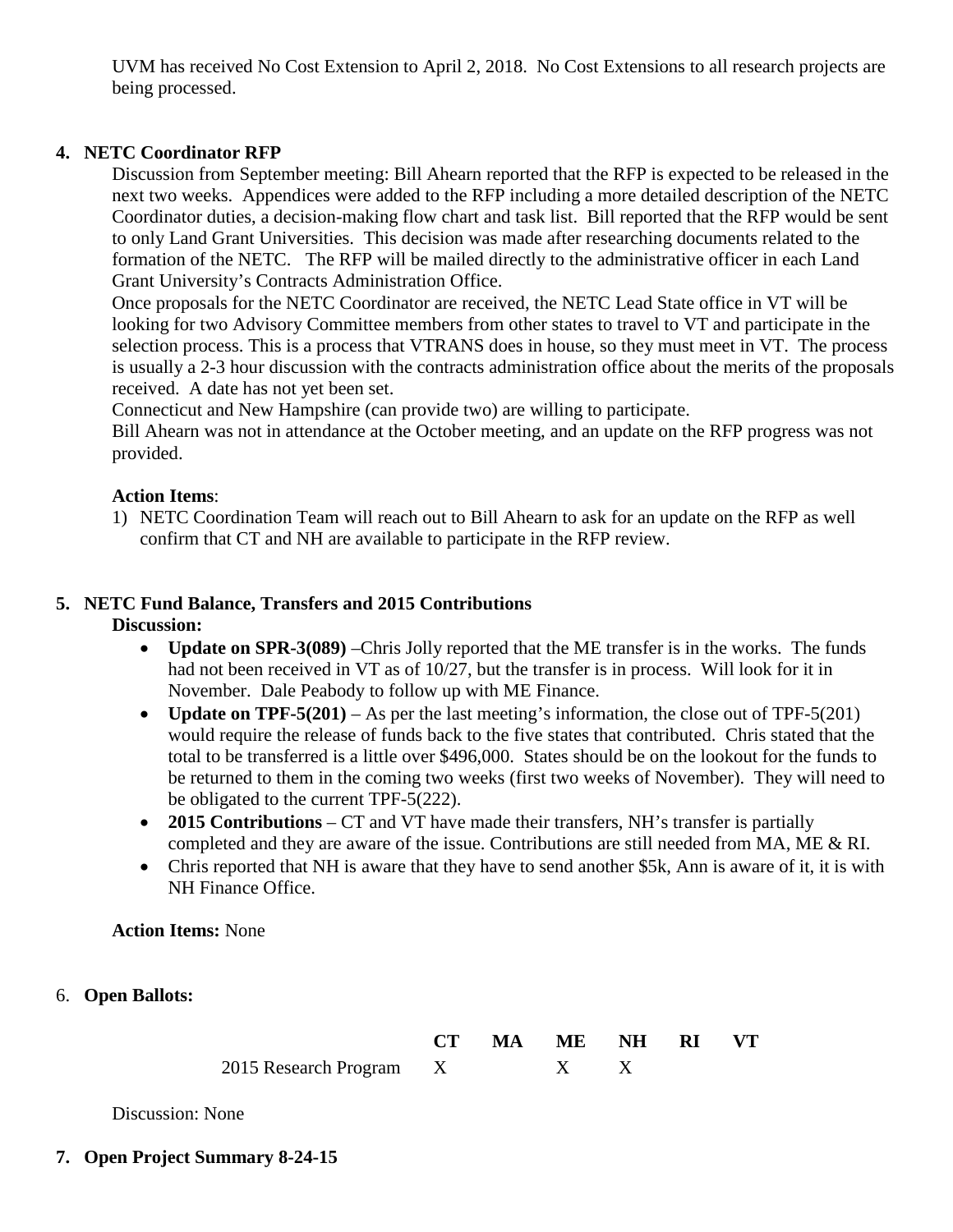UVM has received No Cost Extension to April 2, 2018. No Cost Extensions to all research projects are being processed.

## 4. NETC Coordinator RFP

Discussion from September meeting: Bill Ahearn reported that the RFP is expected to be released in the next two weeks. Appendices were added to the RFP including a more detailed description of the NETC Coordinator duties, a decision-making flow chart and task list. Bill reported that the RFP would be sent to only Land Grant Universities. This decision was made after researching documents related to the formation of the NETC. The RFP will be mailed directly to the administrative officer in each Land Grant University's Contracts Administration Office.

Once proposals for the NETC Coordinator are received, the NETC Lead State office in VT will be looking for two Advisory Committee members from other states to travel to VT and participate in the selection process. This is a process that VTRANS does in house, so they must meet in VT. The process is usually a 2-3 hour discussion with the contracts administration office about the merits of the proposals received. A date has not yet been set.

Connecticut and New Hampshire (can provide two) are willing to participate.

Bill Ahearn was not in attendance at the October meeting, and an update on the RFP progress was not provided.

**Action Items**:

1) NETC Coordination Team will reach out to Bill Ahearn to ask for an update on the RFP as well confirm that CT and NH are available to participate in the RFP review.

## 5. NETC Fund Balance, Transfers and 2015 Contributions

**Discussion:**

- **Update on SPR-3(089)** –Chris Jolly reported that the ME transfer is in the works. The funds had not been received in VT as of 10/27, but the transfer is in process. Will look for it in November. Dale Peabody to follow up with ME Finance.
- **Update on TPF-5(201)** – As per the last meeting's information, the close out of TPF-5(201) would require the release of funds back to the five states that contributed. Chris stated that the total to be transferred is a little over $496,000. States should be on the lookout for the funds to be returned to them in the coming two weeks (first two weeks of November). They will need to be obligated to the current TPF-5(222).
- **2015 Contributions** – CT and VT have made their transfers, NH's transfer is partially completed and they are aware of the issue. Contributions are still needed from MA, ME & RI.
- Chris reported that NH is aware that they have to send another $5k, Ann is aware of it, it is with NH Finance Office.

**Action Items:** None

## 6. Open Ballots:

| | CT | MA | ME | NH | RI | VT |
|---|---|---|---|---|---|---|
| 2015 Research Program | X | | X | X | | |

Discussion: None

## 7. Open Project Summary 8-24-15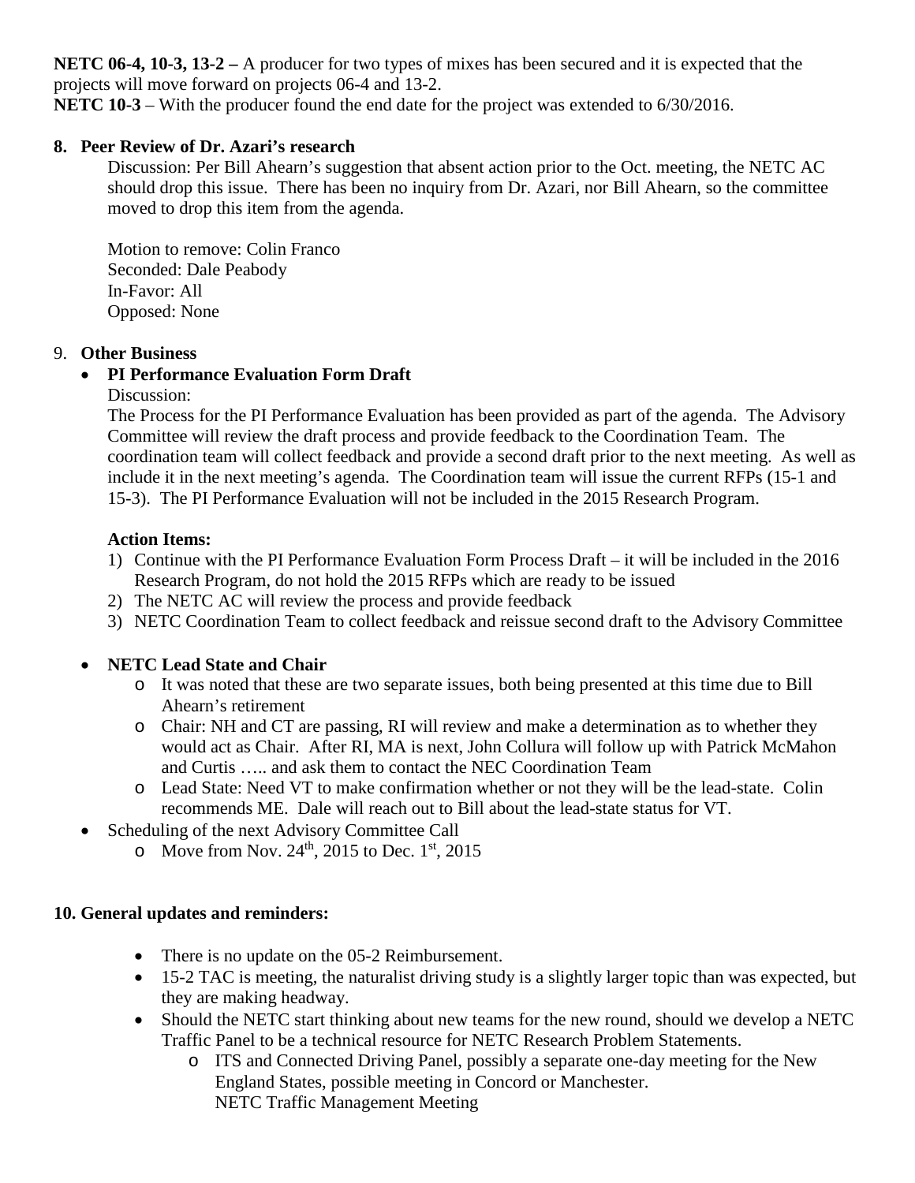**NETC 06-4, 10-3, 13-2 –** A producer for two types of mixes has been secured and it is expected that the projects will move forward on projects 06-4 and 13-2.

**NETC 10-3** – With the producer found the end date for the project was extended to 6/30/2016.

## 8. Peer Review of Dr. Azari's research

Discussion: Per Bill Ahearn's suggestion that absent action prior to the Oct. meeting, the NETC AC should drop this issue. There has been no inquiry from Dr. Azari, nor Bill Ahearn, so the committee moved to drop this item from the agenda.

Motion to remove: Colin Franco
Seconded: Dale Peabody
In-Favor: All
Opposed: None

## 9. Other Business

- **PI Performance Evaluation Form Draft**

  Discussion:

  The Process for the PI Performance Evaluation has been provided as part of the agenda. The Advisory Committee will review the draft process and provide feedback to the Coordination Team. The coordination team will collect feedback and provide a second draft prior to the next meeting. As well as include it in the next meeting's agenda. The Coordination team will issue the current RFPs (15-1 and 15-3). The PI Performance Evaluation will not be included in the 2015 Research Program.

  **Action Items:**

  1) Continue with the PI Performance Evaluation Form Process Draft – it will be included in the 2016 Research Program, do not hold the 2015 RFPs which are ready to be issued
  2) The NETC AC will review the process and provide feedback
  3) NETC Coordination Team to collect feedback and reissue second draft to the Advisory Committee

- **NETC Lead State and Chair**
  - It was noted that these are two separate issues, both being presented at this time due to Bill Ahearn's retirement
  - Chair: NH and CT are passing, RI will review and make a determination as to whether they would act as Chair. After RI, MA is next, John Collura will follow up with Patrick McMahon and Curtis ….. and ask them to contact the NEC Coordination Team
  - Lead State: Need VT to make confirmation whether or not they will be the lead-state. Colin recommends ME. Dale will reach out to Bill about the lead-state status for VT.
- Scheduling of the next Advisory Committee Call
  - Move from Nov. 24th, 2015 to Dec. 1st, 2015

## 10. General updates and reminders:

- There is no update on the 05-2 Reimbursement.
- 15-2 TAC is meeting, the naturalist driving study is a slightly larger topic than was expected, but they are making headway.
- Should the NETC start thinking about new teams for the new round, should we develop a NETC Traffic Panel to be a technical resource for NETC Research Problem Statements.
  - ITS and Connected Driving Panel, possibly a separate one-day meeting for the New England States, possible meeting in Concord or Manchester.
    NETC Traffic Management Meeting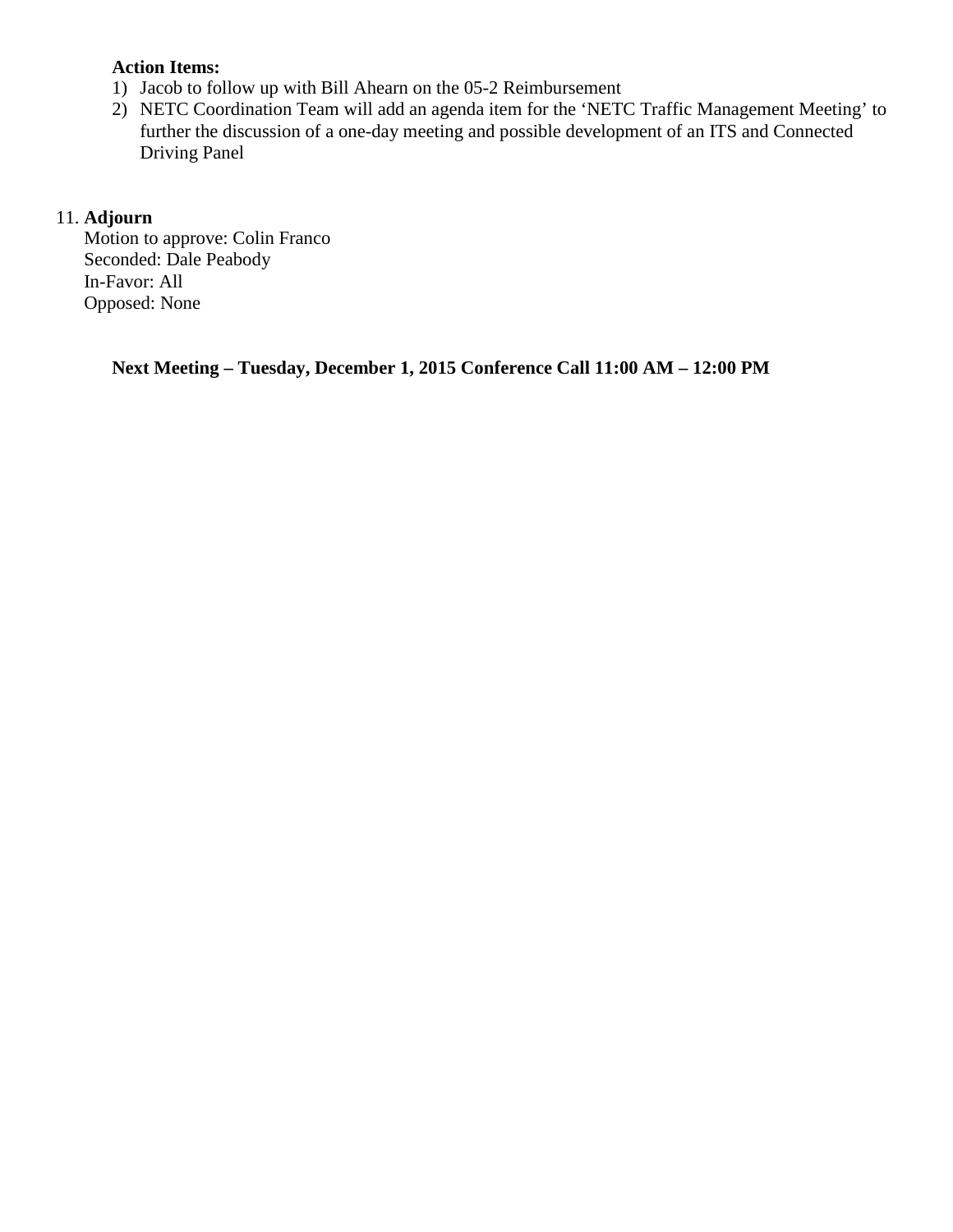**Action Items:**

1) Jacob to follow up with Bill Ahearn on the 05-2 Reimbursement
2) NETC Coordination Team will add an agenda item for the 'NETC Traffic Management Meeting' to further the discussion of a one-day meeting and possible development of an ITS and Connected Driving Panel

11. **Adjourn**

Motion to approve: Colin Franco
Seconded: Dale Peabody
In-Favor: All
Opposed: None

**Next Meeting – Tuesday, December 1, 2015 Conference Call 11:00 AM – 12:00 PM**